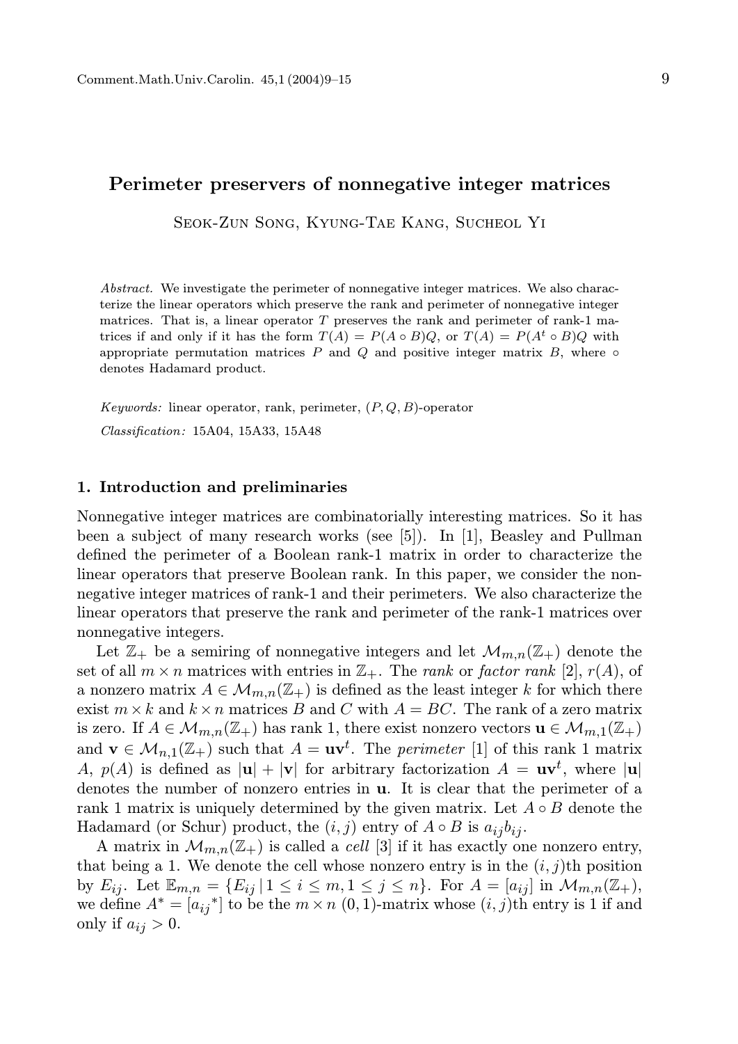# Perimeter preservers of nonnegative integer matrices

Seok-Zun Song, Kyung-Tae Kang, Sucheol Yi

*Abstract.* We investigate the perimeter of nonnegative integer matrices. We also characterize the linear operators which preserve the rank and perimeter of nonnegative integer matrices. That is, a linear operator $T$ preserves the rank and perimeter of rank-1 matrices if and only if it has the form $T(A) = P(A \circ B)Q$, or $T(A) = P(A^t \circ B)Q$ with appropriate permutation matrices $P$ and $Q$ and positive integer matrix $B$, where $\circ$ denotes Hadamard product.

*Keywords:* linear operator, rank, perimeter, $(P, Q, B)$-operator

*Classification:* 15A04, 15A33, 15A48

## 1. Introduction and preliminaries

Nonnegative integer matrices are combinatorially interesting matrices. So it has been a subject of many research works (see [5]). In [1], Beasley and Pullman defined the perimeter of a Boolean rank-1 matrix in order to characterize the linear operators that preserve Boolean rank. In this paper, we consider the nonnegative integer matrices of rank-1 and their perimeters. We also characterize the linear operators that preserve the rank and perimeter of the rank-1 matrices over nonnegative integers.

Let $\mathbb{Z}_+$ be a semiring of nonnegative integers and let $\mathcal{M}_{m,n}(\mathbb{Z}_+)$ denote the set of all $m \times n$ matrices with entries in $\mathbb{Z}_+$. The *rank* or *factor rank* [2], $r(A)$, of a nonzero matrix $A \in \mathcal{M}_{m,n}(\mathbb{Z}_+)$ is defined as the least integer $k$ for which there exist $m \times k$ and $k \times n$ matrices $B$ and $C$ with $A = BC$. The rank of a zero matrix is zero. If $A \in \mathcal{M}_{m,n}(\mathbb{Z}_+)$ has rank 1, there exist nonzero vectors $\mathbf{u} \in \mathcal{M}_{m,1}(\mathbb{Z}_+)$ and $\mathbf{v} \in \mathcal{M}_{n,1}(\mathbb{Z}_+)$ such that $A = \mathbf{u}\mathbf{v}^t$. The *perimeter* [1] of this rank 1 matrix $A$, $p(A)$ is defined as $|\mathbf{u}| + |\mathbf{v}|$ for arbitrary factorization $A = \mathbf{u}\mathbf{v}^t$, where $|\mathbf{u}|$ denotes the number of nonzero entries in $\mathbf{u}$. It is clear that the perimeter of a rank 1 matrix is uniquely determined by the given matrix. Let $A \circ B$ denote the Hadamard (or Schur) product, the $(i, j)$ entry of $A \circ B$ is $a_{ij}b_{ij}$.

A matrix in $\mathcal{M}_{m,n}(\mathbb{Z}_+)$ is called a *cell* [3] if it has exactly one nonzero entry, that being a 1. We denote the cell whose nonzero entry is in the $(i, j)$th position by $E_{ij}$. Let $\mathbb{E}_{m,n} = \{E_{ij} \,|\, 1 \leq i \leq m, 1 \leq j \leq n\}$. For $A = [a_{ij}]$ in $\mathcal{M}_{m,n}(\mathbb{Z}_+)$, we define $A^* = [{a_{ij}}^*]$ to be the $m \times n$ $(0, 1)$-matrix whose $(i, j)$th entry is 1 if and only if $a_{ij} > 0$.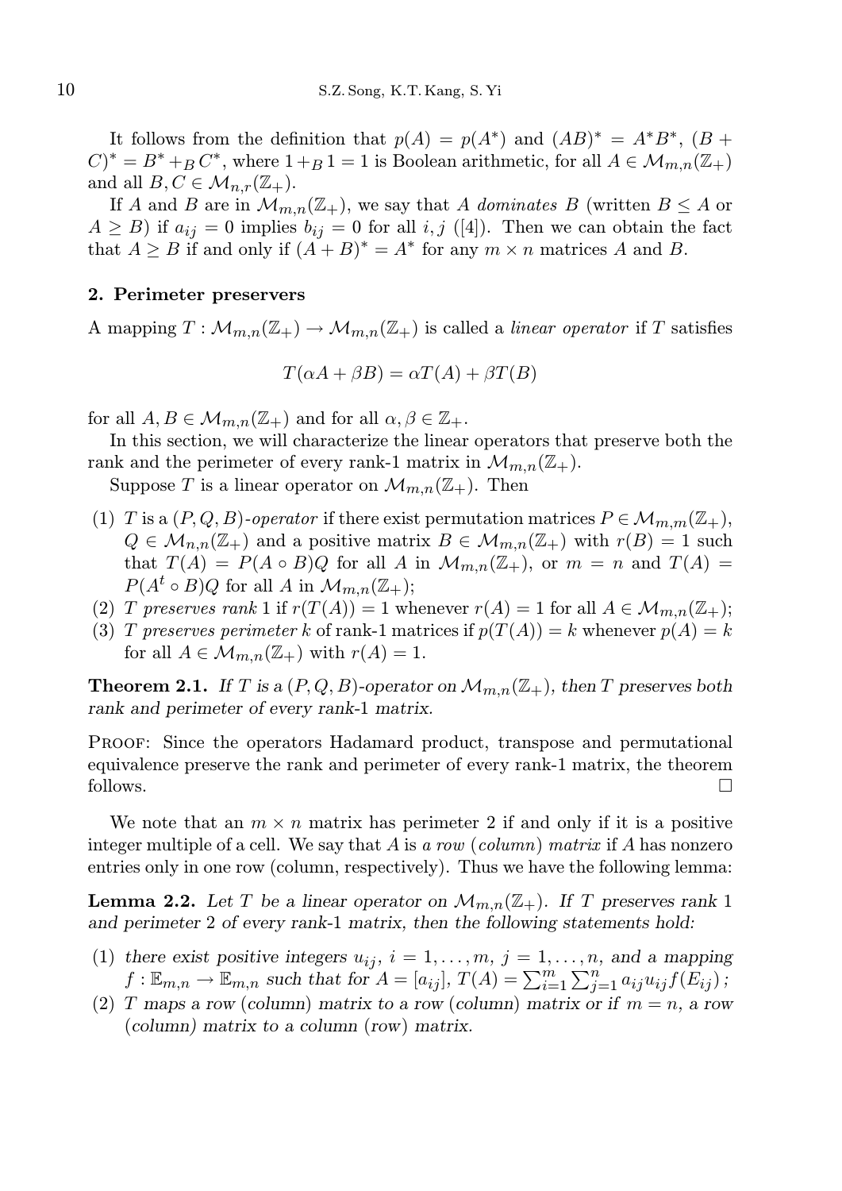It follows from the definition that $p(A) = p(A^*)$ and $(AB)^* = A^*B^*$, $(B + C)^* = B^* +_B C^*$, where $1 +_B 1 = 1$ is Boolean arithmetic, for all $A \in \mathcal{M}_{m,n}(\mathbb{Z}_+)$ and all $B, C \in \mathcal{M}_{n,r}(\mathbb{Z}_+)$.

If $A$ and $B$ are in $\mathcal{M}_{m,n}(\mathbb{Z}_+)$, we say that $A$ *dominates* $B$ (written $B \leq A$ or $A \geq B$) if $a_{ij} = 0$ implies $b_{ij} = 0$ for all $i, j$ ([4]). Then we can obtain the fact that $A \geq B$ if and only if $(A + B)^* = A^*$ for any $m \times n$ matrices $A$ and $B$.

## 2. Perimeter preservers

A mapping $T : \mathcal{M}_{m,n}(\mathbb{Z}_+) \to \mathcal{M}_{m,n}(\mathbb{Z}_+)$ is called a *linear operator* if $T$ satisfies

$$T(\alpha A + \beta B) = \alpha T(A) + \beta T(B)$$

for all $A, B \in \mathcal{M}_{m,n}(\mathbb{Z}_+)$ and for all $\alpha, \beta \in \mathbb{Z}_+$.

In this section, we will characterize the linear operators that preserve both the rank and the perimeter of every rank-1 matrix in $\mathcal{M}_{m,n}(\mathbb{Z}_+)$.

Suppose $T$ is a linear operator on $\mathcal{M}_{m,n}(\mathbb{Z}_+)$. Then

1. $T$ is a $(P, Q, B)$-*operator* if there exist permutation matrices $P \in \mathcal{M}_{m,m}(\mathbb{Z}_+)$, $Q \in \mathcal{M}_{n,n}(\mathbb{Z}_+)$ and a positive matrix $B \in \mathcal{M}_{m,n}(\mathbb{Z}_+)$ with $r(B) = 1$ such that $T(A) = P(A \circ B)Q$ for all $A$ in $\mathcal{M}_{m,n}(\mathbb{Z}_+)$, or $m = n$ and $T(A) = P(A^t \circ B)Q$ for all $A$ in $\mathcal{M}_{m,n}(\mathbb{Z}_+)$;
2. $T$ *preserves rank* 1 if $r(T(A)) = 1$ whenever $r(A) = 1$ for all $A \in \mathcal{M}_{m,n}(\mathbb{Z}_+)$;
3. $T$ *preserves perimeter* $k$ of rank-1 matrices if $p(T(A)) = k$ whenever $p(A) = k$ for all $A \in \mathcal{M}_{m,n}(\mathbb{Z}_+)$ with $r(A) = 1$.

**Theorem 2.1.** *If $T$ is a $(P, Q, B)$-operator on $\mathcal{M}_{m,n}(\mathbb{Z}_+)$, then $T$ preserves both rank and perimeter of every rank-1 matrix.*

Proof: Since the operators Hadamard product, transpose and permutational equivalence preserve the rank and perimeter of every rank-1 matrix, the theorem follows. □

We note that an $m \times n$ matrix has perimeter 2 if and only if it is a positive integer multiple of a cell. We say that $A$ is *a row* (*column*) *matrix* if $A$ has nonzero entries only in one row (column, respectively). Thus we have the following lemma:

**Lemma 2.2.** *Let $T$ be a linear operator on $\mathcal{M}_{m,n}(\mathbb{Z}_+)$. If $T$ preserves rank 1 and perimeter 2 of every rank-1 matrix, then the following statements hold:*

1. *there exist positive integers $u_{ij}$, $i = 1, \ldots, m$, $j = 1, \ldots, n$, and a mapping $f : \mathbb{E}_{m,n} \to \mathbb{E}_{m,n}$ such that for $A = [a_{ij}]$, $T(A) = \sum_{i=1}^{m} \sum_{j=1}^{n} a_{ij} u_{ij} f(E_{ij})$;*
2. *$T$ maps a row (column) matrix to a row (column) matrix or if $m = n$, a row (column) matrix to a column (row) matrix.*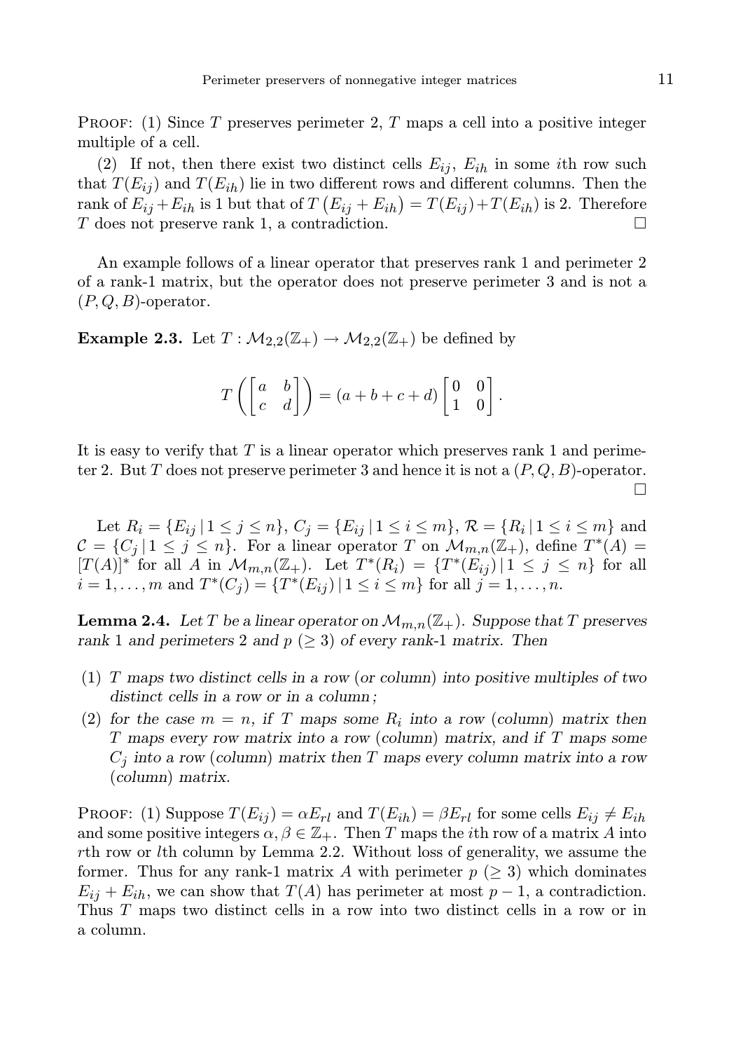PROOF: (1) Since $T$ preserves perimeter 2, $T$ maps a cell into a positive integer multiple of a cell.

(2) If not, then there exist two distinct cells $E_{ij}$, $E_{ih}$ in some $i$th row such that $T(E_{ij})$ and $T(E_{ih})$ lie in two different rows and different columns. Then the rank of $E_{ij}+E_{ih}$ is 1 but that of $T\left(E_{ij}+E_{ih}\right)=T(E_{ij})+T(E_{ih})$ is 2. Therefore $T$ does not preserve rank 1, a contradiction. $\square$

An example follows of a linear operator that preserves rank 1 and perimeter 2 of a rank-1 matrix, but the operator does not preserve perimeter 3 and is not a $(P,Q,B)$-operator.

**Example 2.3.** Let $T:\mathcal{M}_{2,2}(\mathbb{Z}_+)\to\mathcal{M}_{2,2}(\mathbb{Z}_+)$ be defined by

$$T\left(\begin{bmatrix} a & b \\ c & d \end{bmatrix}\right)=(a+b+c+d)\begin{bmatrix} 0 & 0 \\ 1 & 0 \end{bmatrix}.$$

It is easy to verify that $T$ is a linear operator which preserves rank 1 and perimeter 2. But $T$ does not preserve perimeter 3 and hence it is not a $(P,Q,B)$-operator. $\square$

Let $R_i=\{E_{ij}\,|\,1\le j\le n\}$, $C_j=\{E_{ij}\,|\,1\le i\le m\}$, $\mathcal{R}=\{R_i\,|\,1\le i\le m\}$ and $\mathcal{C}=\{C_j\,|\,1\le j\le n\}$. For a linear operator $T$ on $\mathcal{M}_{m,n}(\mathbb{Z}_+)$, define $T^*(A)=[T(A)]^*$ for all $A$ in $\mathcal{M}_{m,n}(\mathbb{Z}_+)$. Let $T^*(R_i)=\{T^*(E_{ij})\,|\,1\le j\le n\}$ for all $i=1,\dots,m$ and $T^*(C_j)=\{T^*(E_{ij})\,|\,1\le i\le m\}$ for all $j=1,\dots,n$.

**Lemma 2.4.** *Let $T$ be a linear operator on $\mathcal{M}_{m,n}(\mathbb{Z}_+)$. Suppose that $T$ preserves rank 1 and perimeters 2 and $p$ $(\ge 3)$ of every rank-1 matrix. Then*

1. *$T$ maps two distinct cells in a row (or column) into positive multiples of two distinct cells in a row or in a column;*
2. *for the case $m=n$, if $T$ maps some $R_i$ into a row (column) matrix then $T$ maps every row matrix into a row (column) matrix, and if $T$ maps some $C_j$ into a row (column) matrix then $T$ maps every column matrix into a row (column) matrix.*

PROOF: (1) Suppose $T(E_{ij})=\alpha E_{rl}$ and $T(E_{ih})=\beta E_{rl}$ for some cells $E_{ij}\ne E_{ih}$ and some positive integers $\alpha,\beta\in\mathbb{Z}_+$. Then $T$ maps the $i$th row of a matrix $A$ into $r$th row or $l$th column by Lemma 2.2. Without loss of generality, we assume the former. Thus for any rank-1 matrix $A$ with perimeter $p$ $(\ge 3)$ which dominates $E_{ij}+E_{ih}$, we can show that $T(A)$ has perimeter at most $p-1$, a contradiction. Thus $T$ maps two distinct cells in a row into two distinct cells in a row or in a column.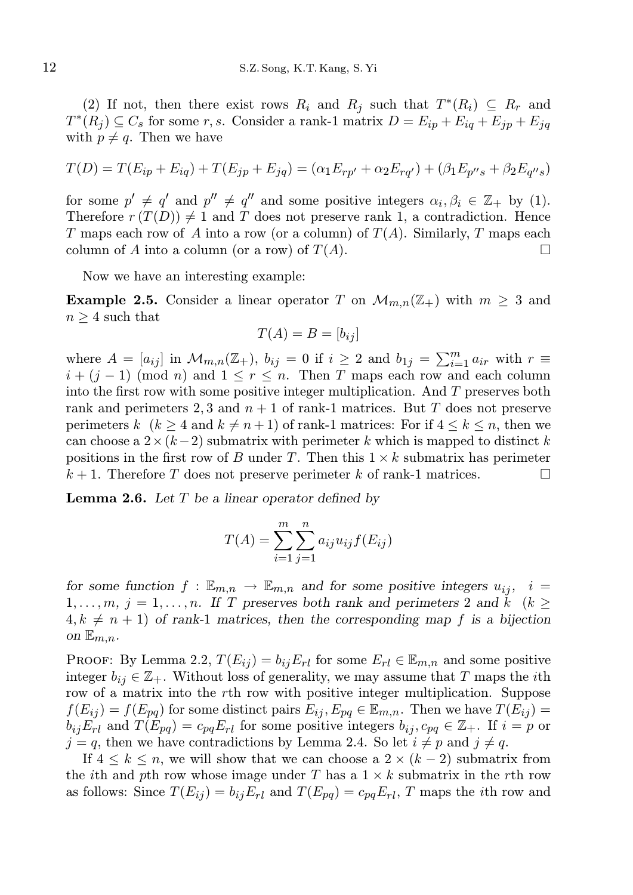(2) If not, then there exist rows $R_i$ and $R_j$ such that $T^*(R_i) \subseteq R_r$ and $T^*(R_j) \subseteq C_s$ for some $r, s$. Consider a rank-1 matrix $D = E_{ip} + E_{iq} + E_{jp} + E_{jq}$ with $p \neq q$. Then we have

$$T(D) = T(E_{ip} + E_{iq}) + T(E_{jp} + E_{jq}) = (\alpha_1 E_{rp'} + \alpha_2 E_{rq'}) + (\beta_1 E_{p''s} + \beta_2 E_{q''s})$$

for some $p' \neq q'$ and $p'' \neq q''$ and some positive integers $\alpha_i, \beta_i \in \mathbb{Z}_+$ by (1). Therefore $r(T(D)) \neq 1$ and $T$ does not preserve rank 1, a contradiction. Hence $T$ maps each row of $A$ into a row (or a column) of $T(A)$. Similarly, $T$ maps each column of $A$ into a column (or a row) of $T(A)$. $\square$

Now we have an interesting example:

**Example 2.5.** Consider a linear operator $T$ on $\mathcal{M}_{m,n}(\mathbb{Z}_+)$ with $m \geq 3$ and $n \geq 4$ such that

$$T(A) = B = [b_{ij}]$$

where $A = [a_{ij}]$ in $\mathcal{M}_{m,n}(\mathbb{Z}_+)$, $b_{ij} = 0$ if $i \geq 2$ and $b_{1j} = \sum_{i=1}^{m} a_{ir}$ with $r \equiv i + (j-1) \pmod{n}$ and $1 \leq r \leq n$. Then $T$ maps each row and each column into the first row with some positive integer multiplication. And $T$ preserves both rank and perimeters $2, 3$ and $n+1$ of rank-1 matrices. But $T$ does not preserve perimeters $k$ $(k \geq 4$ and $k \neq n+1)$ of rank-1 matrices: For if $4 \leq k \leq n$, then we can choose a $2 \times (k-2)$ submatrix with perimeter $k$ which is mapped to distinct $k$ positions in the first row of $B$ under $T$. Then this $1 \times k$ submatrix has perimeter $k+1$. Therefore $T$ does not preserve perimeter $k$ of rank-1 matrices. $\square$

**Lemma 2.6.** *Let $T$ be a linear operator defined by*

$$T(A) = \sum_{i=1}^{m} \sum_{j=1}^{n} a_{ij} u_{ij} f(E_{ij})$$

*for some function $f : \mathbb{E}_{m,n} \rightarrow \mathbb{E}_{m,n}$ and for some positive integers $u_{ij}$, $i = 1, \ldots, m$, $j = 1, \ldots, n$. If $T$ preserves both rank and perimeters 2 and $k$ $(k \geq 4, k \neq n+1)$ of rank-1 matrices, then the corresponding map $f$ is a bijection on $\mathbb{E}_{m,n}$.*

Proof: By Lemma 2.2, $T(E_{ij}) = b_{ij} E_{rl}$ for some $E_{rl} \in \mathbb{E}_{m,n}$ and some positive integer $b_{ij} \in \mathbb{Z}_+$. Without loss of generality, we may assume that $T$ maps the $i$th row of a matrix into the $r$th row with positive integer multiplication. Suppose $f(E_{ij}) = f(E_{pq})$ for some distinct pairs $E_{ij}, E_{pq} \in \mathbb{E}_{m,n}$. Then we have $T(E_{ij}) = b_{ij} E_{rl}$ and $T(E_{pq}) = c_{pq} E_{rl}$ for some positive integers $b_{ij}, c_{pq} \in \mathbb{Z}_+$. If $i = p$ or $j = q$, then we have contradictions by Lemma 2.4. So let $i \neq p$ and $j \neq q$.

If $4 \leq k \leq n$, we will show that we can choose a $2 \times (k-2)$ submatrix from the $i$th and $p$th row whose image under $T$ has a $1 \times k$ submatrix in the $r$th row as follows: Since $T(E_{ij}) = b_{ij} E_{rl}$ and $T(E_{pq}) = c_{pq} E_{rl}$, $T$ maps the $i$th row and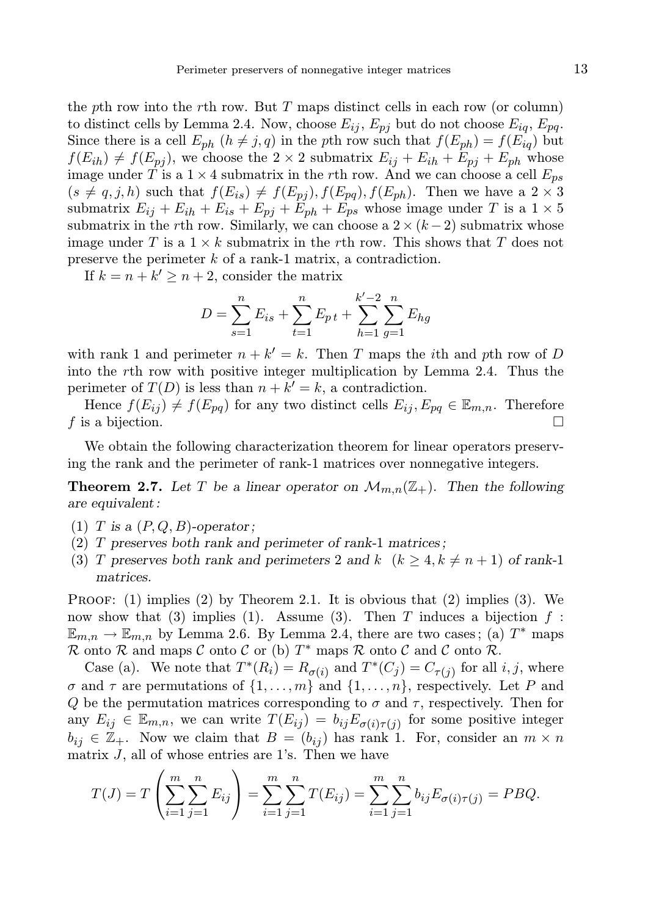the $p$th row into the $r$th row. But $T$ maps distinct cells in each row (or column) to distinct cells by Lemma 2.4. Now, choose $E_{ij}$, $E_{pj}$ but do not choose $E_{iq}$, $E_{pq}$. Since there is a cell $E_{ph}$ ($h \neq j, q$) in the $p$th row such that $f(E_{ph}) = f(E_{iq})$ but $f(E_{ih}) \neq f(E_{pj})$, we choose the $2 \times 2$ submatrix $E_{ij} + E_{ih} + E_{pj} + E_{ph}$ whose image under $T$ is a $1 \times 4$ submatrix in the $r$th row. And we can choose a cell $E_{ps}$ ($s \neq q, j, h$) such that $f(E_{is}) \neq f(E_{pj}), f(E_{pq}), f(E_{ph})$. Then we have a $2 \times 3$ submatrix $E_{ij} + E_{ih} + E_{is} + E_{pj} + E_{ph} + E_{ps}$ whose image under $T$ is a $1 \times 5$ submatrix in the $r$th row. Similarly, we can choose a $2 \times (k-2)$ submatrix whose image under $T$ is a $1 \times k$ submatrix in the $r$th row. This shows that $T$ does not preserve the perimeter $k$ of a rank-1 matrix, a contradiction.

If $k = n + k' \geq n + 2$, consider the matrix

$$D = \sum_{s=1}^{n} E_{is} + \sum_{t=1}^{n} E_{p\,t} + \sum_{h=1}^{k'-2} \sum_{g=1}^{n} E_{hg}$$

with rank 1 and perimeter $n + k' = k$. Then $T$ maps the $i$th and $p$th row of $D$ into the $r$th row with positive integer multiplication by Lemma 2.4. Thus the perimeter of $T(D)$ is less than $n + k' = k$, a contradiction.

Hence $f(E_{ij}) \neq f(E_{pq})$ for any two distinct cells $E_{ij}, E_{pq} \in \mathbb{E}_{m,n}$. Therefore $f$ is a bijection. □

We obtain the following characterization theorem for linear operators preserving the rank and the perimeter of rank-1 matrices over nonnegative integers.

**Theorem 2.7.** *Let $T$ be a linear operator on $\mathcal{M}_{m,n}(\mathbb{Z}_+)$. Then the following are equivalent:*

(1) *$T$ is a $(P, Q, B)$-operator;*
(2) *$T$ preserves both rank and perimeter of rank-1 matrices;*
(3) *$T$ preserves both rank and perimeters 2 and $k$ ($k \geq 4, k \neq n + 1$) of rank-1 matrices.*

Proof: (1) implies (2) by Theorem 2.1. It is obvious that (2) implies (3). We now show that (3) implies (1). Assume (3). Then $T$ induces a bijection $f : \mathbb{E}_{m,n} \to \mathbb{E}_{m,n}$ by Lemma 2.6. By Lemma 2.4, there are two cases; (a) $T^*$ maps $\mathcal{R}$ onto $\mathcal{R}$ and maps $\mathcal{C}$ onto $\mathcal{C}$ or (b) $T^*$ maps $\mathcal{R}$ onto $\mathcal{C}$ and $\mathcal{C}$ onto $\mathcal{R}$.

Case (a). We note that $T^*(R_i) = R_{\sigma(i)}$ and $T^*(C_j) = C_{\tau(j)}$ for all $i, j$, where $\sigma$ and $\tau$ are permutations of $\{1, \ldots, m\}$ and $\{1, \ldots, n\}$, respectively. Let $P$ and $Q$ be the permutation matrices corresponding to $\sigma$ and $\tau$, respectively. Then for any $E_{ij} \in \mathbb{E}_{m,n}$, we can write $T(E_{ij}) = b_{ij} E_{\sigma(i)\tau(j)}$ for some positive integer $b_{ij} \in \mathbb{Z}_+$. Now we claim that $B = (b_{ij})$ has rank 1. For, consider an $m \times n$ matrix $J$, all of whose entries are 1's. Then we have

$$T(J) = T\left(\sum_{i=1}^{m} \sum_{j=1}^{n} E_{ij}\right) = \sum_{i=1}^{m} \sum_{j=1}^{n} T(E_{ij}) = \sum_{i=1}^{m} \sum_{j=1}^{n} b_{ij} E_{\sigma(i)\tau(j)} = PBQ.$$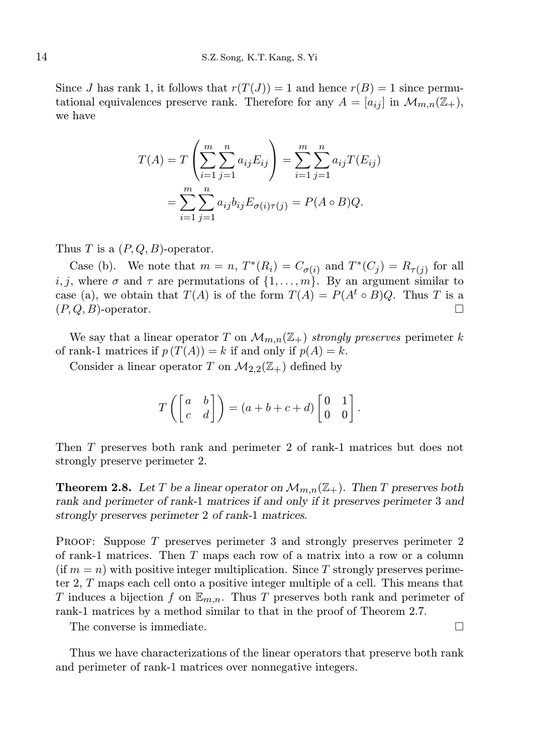Since $J$ has rank 1, it follows that $r(T(J)) = 1$ and hence $r(B) = 1$ since permutational equivalences preserve rank. Therefore for any $A = [a_{ij}]$ in $\mathcal{M}_{m,n}(\mathbb{Z}_+)$, we have

$$T(A) = T\left(\sum_{i=1}^{m}\sum_{j=1}^{n} a_{ij}E_{ij}\right) = \sum_{i=1}^{m}\sum_{j=1}^{n} a_{ij}T(E_{ij})$$
$$= \sum_{i=1}^{m}\sum_{j=1}^{n} a_{ij}b_{ij}E_{\sigma(i)\tau(j)} = P(A \circ B)Q.$$

Thus $T$ is a $(P, Q, B)$-operator.

Case (b). We note that $m = n$, $T^*(R_i) = C_{\sigma(i)}$ and $T^*(C_j) = R_{\tau(j)}$ for all $i, j$, where $\sigma$ and $\tau$ are permutations of $\{1, \ldots, m\}$. By an argument similar to case (a), we obtain that $T(A)$ is of the form $T(A) = P(A^t \circ B)Q$. Thus $T$ is a $(P, Q, B)$-operator. $\square$

We say that a linear operator $T$ on $\mathcal{M}_{m,n}(\mathbb{Z}_+)$ *strongly preserves* perimeter $k$ of rank-1 matrices if $p(T(A)) = k$ if and only if $p(A) = k$.

Consider a linear operator $T$ on $\mathcal{M}_{2,2}(\mathbb{Z}_+)$ defined by

$$T\left(\begin{bmatrix} a & b \\ c & d \end{bmatrix}\right) = (a + b + c + d)\begin{bmatrix} 0 & 1 \\ 0 & 0 \end{bmatrix}.$$

Then $T$ preserves both rank and perimeter 2 of rank-1 matrices but does not strongly preserve perimeter 2.

**Theorem 2.8.** *Let $T$ be a linear operator on $\mathcal{M}_{m,n}(\mathbb{Z}_+)$. Then $T$ preserves both rank and perimeter of rank-1 matrices if and only if it preserves perimeter 3 and strongly preserves perimeter 2 of rank-1 matrices.*

Proof: Suppose $T$ preserves perimeter 3 and strongly preserves perimeter 2 of rank-1 matrices. Then $T$ maps each row of a matrix into a row or a column (if $m = n$) with positive integer multiplication. Since $T$ strongly preserves perimeter 2, $T$ maps each cell onto a positive integer multiple of a cell. This means that $T$ induces a bijection $f$ on $\mathbb{E}_{m,n}$. Thus $T$ preserves both rank and perimeter of rank-1 matrices by a method similar to that in the proof of Theorem 2.7.

The converse is immediate. $\square$

Thus we have characterizations of the linear operators that preserve both rank and perimeter of rank-1 matrices over nonnegative integers.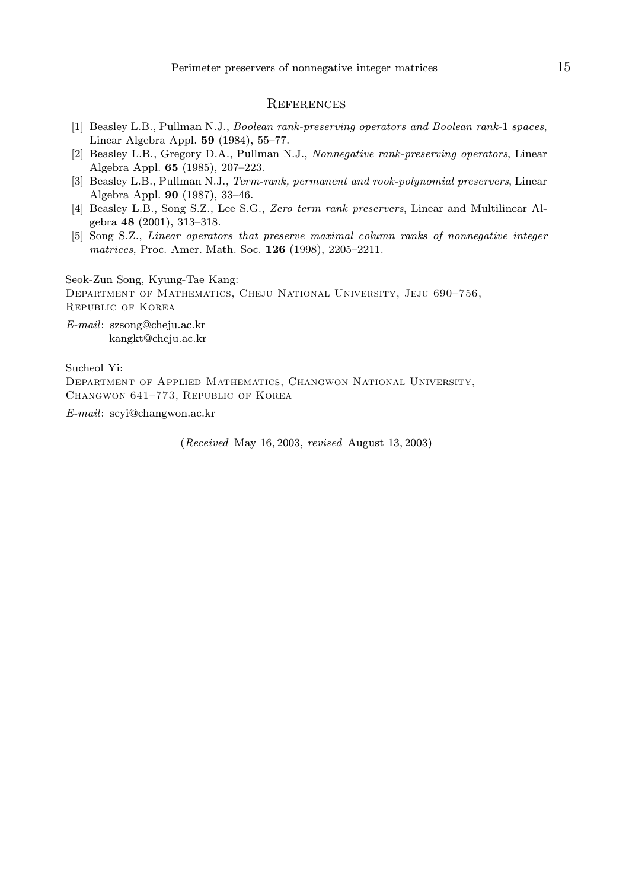## References

[1] Beasley L.B., Pullman N.J., *Boolean rank-preserving operators and Boolean rank-1 spaces*, Linear Algebra Appl. **59** (1984), 55–77.

[2] Beasley L.B., Gregory D.A., Pullman N.J., *Nonnegative rank-preserving operators*, Linear Algebra Appl. **65** (1985), 207–223.

[3] Beasley L.B., Pullman N.J., *Term-rank, permanent and rook-polynomial preservers*, Linear Algebra Appl. **90** (1987), 33–46.

[4] Beasley L.B., Song S.Z., Lee S.G., *Zero term rank preservers*, Linear and Multilinear Algebra **48** (2001), 313–318.

[5] Song S.Z., *Linear operators that preserve maximal column ranks of nonnegative integer matrices*, Proc. Amer. Math. Soc. **126** (1998), 2205–2211.

Seok-Zun Song, Kyung-Tae Kang:
Department of Mathematics, Cheju National University, Jeju 690–756, Republic of Korea

*E-mail*: szsong@cheju.ac.kr
kangkt@cheju.ac.kr

Sucheol Yi:
Department of Applied Mathematics, Changwon National University, Changwon 641–773, Republic of Korea

*E-mail*: scyi@changwon.ac.kr

(*Received* May 16, 2003, *revised* August 13, 2003)